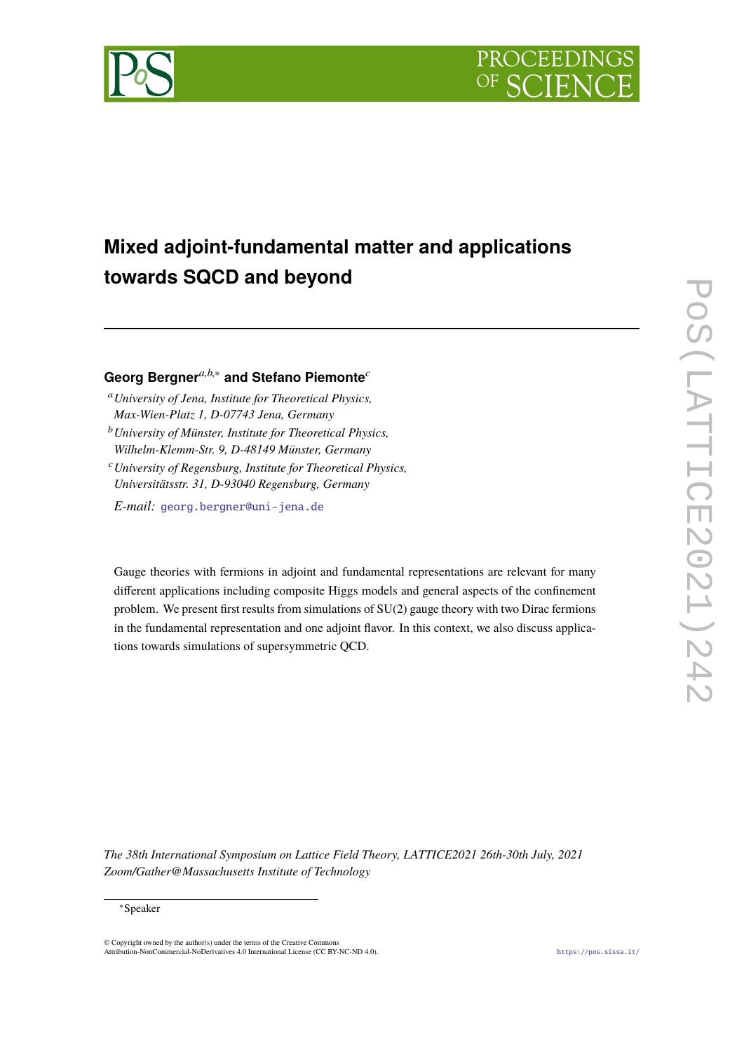# Mixed adjoint-fundamental matter and applications towards SQCD and beyond

**Georg Bergner**[a,b,*] **and Stefano Piemonte**[c]

[a] *University of Jena, Institute for Theoretical Physics, Max-Wien-Platz 1, D-07743 Jena, Germany*

[b] *University of Münster, Institute for Theoretical Physics, Wilhelm-Klemm-Str. 9, D-48149 Münster, Germany*

[c] *University of Regensburg, Institute for Theoretical Physics, Universitätsstr. 31, D-93040 Regensburg, Germany*

*E-mail:* georg.bergner@uni-jena.de

Gauge theories with fermions in adjoint and fundamental representations are relevant for many different applications including composite Higgs models and general aspects of the confinement problem. We present first results from simulations of SU(2) gauge theory with two Dirac fermions in the fundamental representation and one adjoint flavor. In this context, we also discuss applications towards simulations of supersymmetric QCD.

*The 38th International Symposium on Lattice Field Theory, LATTICE2021 26th-30th July, 2021 Zoom/Gather@Massachusetts Institute of Technology*

[*] Speaker

© Copyright owned by the author(s) under the terms of the Creative Commons Attribution-NonCommercial-NoDerivatives 4.0 International License (CC BY-NC-ND 4.0).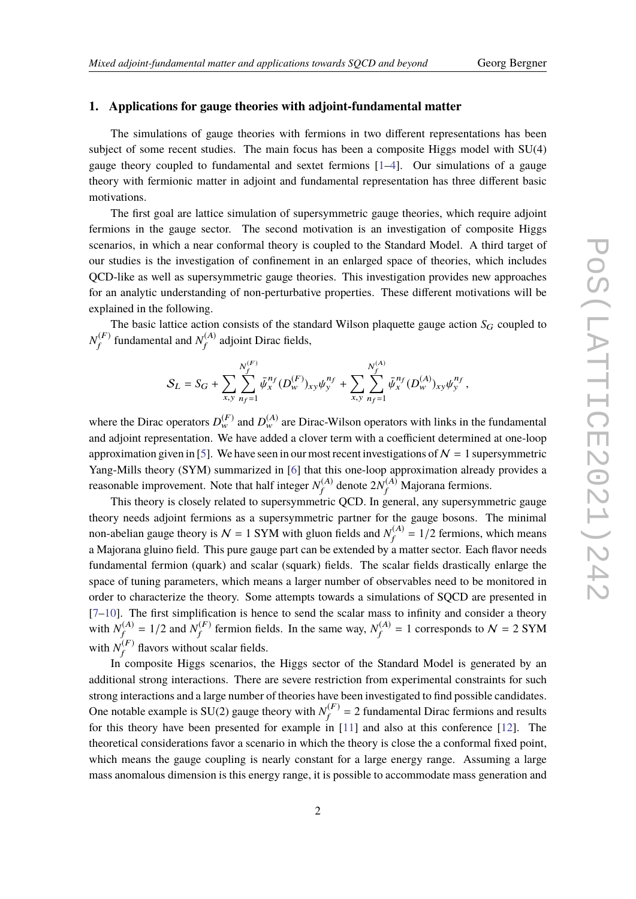## 1. Applications for gauge theories with adjoint-fundamental matter

The simulations of gauge theories with fermions in two different representations has been subject of some recent studies. The main focus has been a composite Higgs model with SU(4) gauge theory coupled to fundamental and sextet fermions [1–4]. Our simulations of a gauge theory with fermionic matter in adjoint and fundamental representation has three different basic motivations.

The first goal are lattice simulation of supersymmetric gauge theories, which require adjoint fermions in the gauge sector. The second motivation is an investigation of composite Higgs scenarios, in which a near conformal theory is coupled to the Standard Model. A third target of our studies is the investigation of confinement in an enlarged space of theories, which includes QCD-like as well as supersymmetric gauge theories. This investigation provides new approaches for an analytic understanding of non-perturbative properties. These different motivations will be explained in the following.

The basic lattice action consists of the standard Wilson plaquette gauge action $S_G$ coupled to $N_f^{(F)}$ fundamental and $N_f^{(A)}$ adjoint Dirac fields,

$$\mathcal{S}_L = S_G + \sum_{x,y} \sum_{n_f=1}^{N_f^{(F)}} \bar{\psi}_x^{n_f} (D_w^{(F)})_{xy} \psi_y^{n_f} + \sum_{x,y} \sum_{n_f=1}^{N_f^{(A)}} \bar{\psi}_x^{n_f} (D_w^{(A)})_{xy} \psi_y^{n_f} \,,$$

where the Dirac operators $D_w^{(F)}$ and $D_w^{(A)}$ are Dirac-Wilson operators with links in the fundamental and adjoint representation. We have added a clover term with a coefficient determined at one-loop approximation given in [5]. We have seen in our most recent investigations of $\mathcal{N} = 1$ supersymmetric Yang-Mills theory (SYM) summarized in [6] that this one-loop approximation already provides a reasonable improvement. Note that half integer $N_f^{(A)}$ denote $2N_f^{(A)}$ Majorana fermions.

This theory is closely related to supersymmetric QCD. In general, any supersymmetric gauge theory needs adjoint fermions as a supersymmetric partner for the gauge bosons. The minimal non-abelian gauge theory is $\mathcal{N} = 1$ SYM with gluon fields and $N_f^{(A)} = 1/2$ fermions, which means a Majorana gluino field. This pure gauge part can be extended by a matter sector. Each flavor needs fundamental fermion (quark) and scalar (squark) fields. The scalar fields drastically enlarge the space of tuning parameters, which means a larger number of observables need to be monitored in order to characterize the theory. Some attempts towards a simulations of SQCD are presented in [7–10]. The first simplification is hence to send the scalar mass to infinity and consider a theory with $N_f^{(A)} = 1/2$ and $N_f^{(F)}$ fermion fields. In the same way, $N_f^{(A)} = 1$ corresponds to $\mathcal{N} = 2$ SYM with $N_f^{(F)}$ flavors without scalar fields.

In composite Higgs scenarios, the Higgs sector of the Standard Model is generated by an additional strong interactions. There are severe restriction from experimental constraints for such strong interactions and a large number of theories have been investigated to find possible candidates. One notable example is SU(2) gauge theory with $N_f^{(F)} = 2$ fundamental Dirac fermions and results for this theory have been presented for example in [11] and also at this conference [12]. The theoretical considerations favor a scenario in which the theory is close the a conformal fixed point, which means the gauge coupling is nearly constant for a large energy range. Assuming a large mass anomalous dimension is this energy range, it is possible to accommodate mass generation and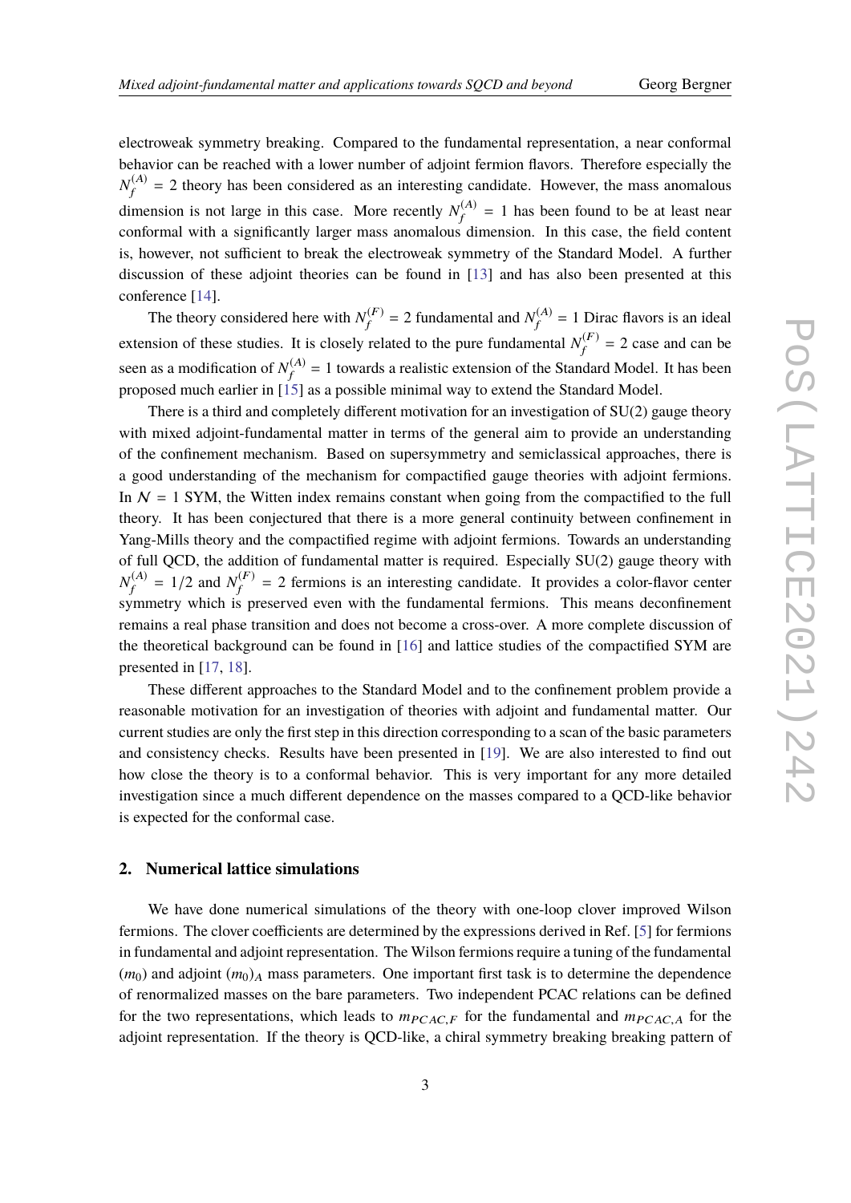electroweak symmetry breaking. Compared to the fundamental representation, a near conformal behavior can be reached with a lower number of adjoint fermion flavors. Therefore especially the $N_f^{(A)} = 2$ theory has been considered as an interesting candidate. However, the mass anomalous dimension is not large in this case. More recently $N_f^{(A)} = 1$ has been found to be at least near conformal with a significantly larger mass anomalous dimension. In this case, the field content is, however, not sufficient to break the electroweak symmetry of the Standard Model. A further discussion of these adjoint theories can be found in [13] and has also been presented at this conference [14].

The theory considered here with $N_f^{(F)} = 2$ fundamental and $N_f^{(A)} = 1$ Dirac flavors is an ideal extension of these studies. It is closely related to the pure fundamental $N_f^{(F)} = 2$ case and can be seen as a modification of $N_f^{(A)} = 1$ towards a realistic extension of the Standard Model. It has been proposed much earlier in [15] as a possible minimal way to extend the Standard Model.

There is a third and completely different motivation for an investigation of SU(2) gauge theory with mixed adjoint-fundamental matter in terms of the general aim to provide an understanding of the confinement mechanism. Based on supersymmetry and semiclassical approaches, there is a good understanding of the mechanism for compactified gauge theories with adjoint fermions. In $\mathcal{N} = 1$ SYM, the Witten index remains constant when going from the compactified to the full theory. It has been conjectured that there is a more general continuity between confinement in Yang-Mills theory and the compactified regime with adjoint fermions. Towards an understanding of full QCD, the addition of fundamental matter is required. Especially SU(2) gauge theory with $N_f^{(A)} = 1/2$ and $N_f^{(F)} = 2$ fermions is an interesting candidate. It provides a color-flavor center symmetry which is preserved even with the fundamental fermions. This means deconfinement remains a real phase transition and does not become a cross-over. A more complete discussion of the theoretical background can be found in [16] and lattice studies of the compactified SYM are presented in [17, 18].

These different approaches to the Standard Model and to the confinement problem provide a reasonable motivation for an investigation of theories with adjoint and fundamental matter. Our current studies are only the first step in this direction corresponding to a scan of the basic parameters and consistency checks. Results have been presented in [19]. We are also interested to find out how close the theory is to a conformal behavior. This is very important for any more detailed investigation since a much different dependence on the masses compared to a QCD-like behavior is expected for the conformal case.

## 2. Numerical lattice simulations

We have done numerical simulations of the theory with one-loop clover improved Wilson fermions. The clover coefficients are determined by the expressions derived in Ref. [5] for fermions in fundamental and adjoint representation. The Wilson fermions require a tuning of the fundamental $(m_0)$ and adjoint $(m_0)_A$ mass parameters. One important first task is to determine the dependence of renormalized masses on the bare parameters. Two independent PCAC relations can be defined for the two representations, which leads to $m_{PCAC,F}$ for the fundamental and $m_{PCAC,A}$ for the adjoint representation. If the theory is QCD-like, a chiral symmetry breaking breaking pattern of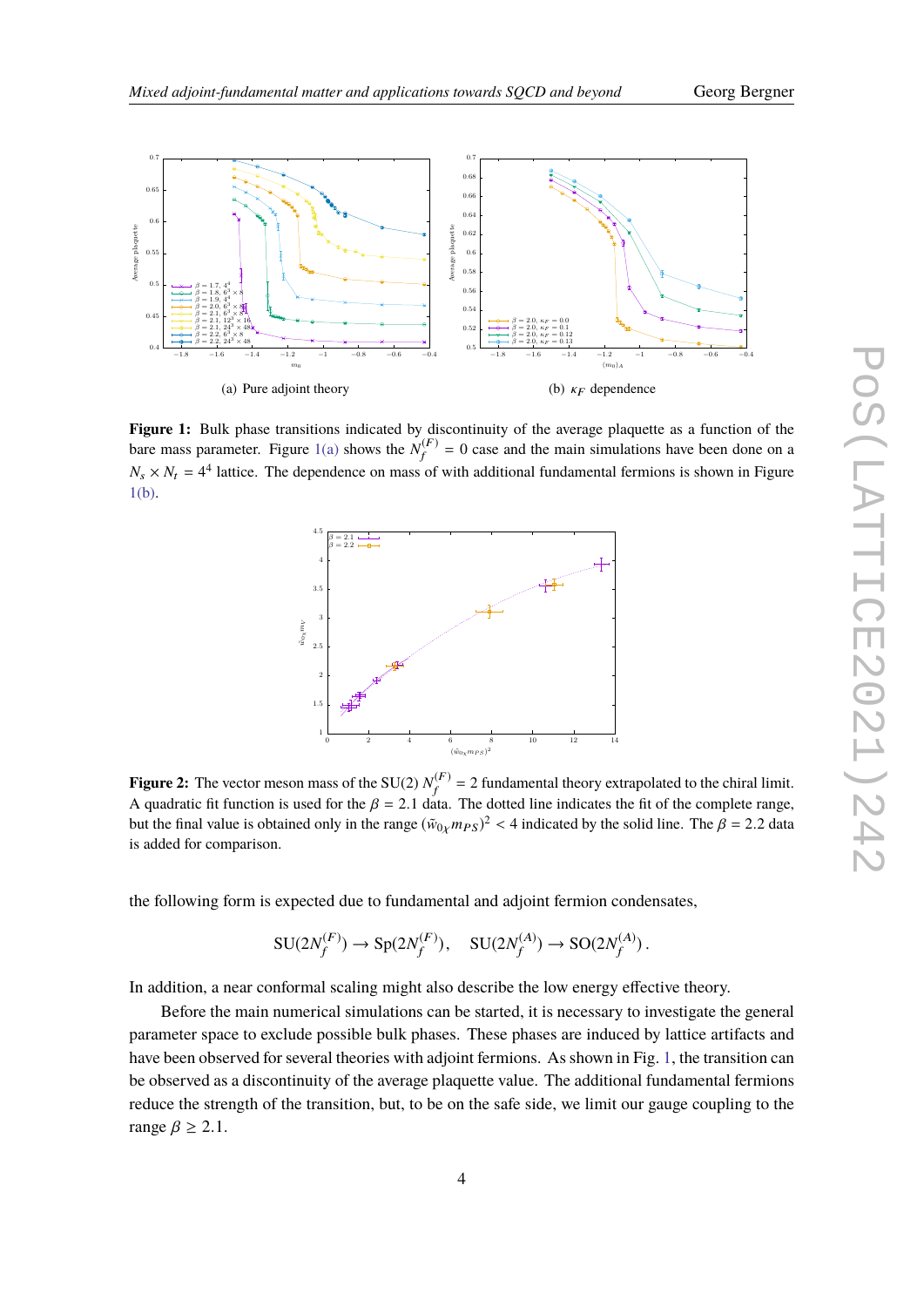(a) Pure adjoint theory

(b) $\kappa_F$ dependence

**Figure 1:** Bulk phase transitions indicated by discontinuity of the average plaquette as a function of the bare mass parameter. Figure 1(a) shows the $N_f^{(F)} = 0$ case and the main simulations have been done on a $N_s \times N_t = 4^4$ lattice. The dependence on mass of with additional fundamental fermions is shown in Figure 1(b).

**Figure 2:** The vector meson mass of the SU(2) $N_f^{(F)} = 2$ fundamental theory extrapolated to the chiral limit. A quadratic fit function is used for the $\beta = 2.1$ data. The dotted line indicates the fit of the complete range, but the final value is obtained only in the range $(\tilde{w}_{0\chi} m_{PS})^2 < 4$ indicated by the solid line. The $\beta = 2.2$ data is added for comparison.

the following form is expected due to fundamental and adjoint fermion condensates,

$$\mathrm{SU}(2N_f^{(F)}) \rightarrow \mathrm{Sp}(2N_f^{(F)}), \quad \mathrm{SU}(2N_f^{(A)}) \rightarrow \mathrm{SO}(2N_f^{(A)}) .$$

In addition, a near conformal scaling might also describe the low energy effective theory.

Before the main numerical simulations can be started, it is necessary to investigate the general parameter space to exclude possible bulk phases. These phases are induced by lattice artifacts and have been observed for several theories with adjoint fermions. As shown in Fig. 1, the transition can be observed as a discontinuity of the average plaquette value. The additional fundamental fermions reduce the strength of the transition, but, to be on the safe side, we limit our gauge coupling to the range $\beta \geq 2.1$.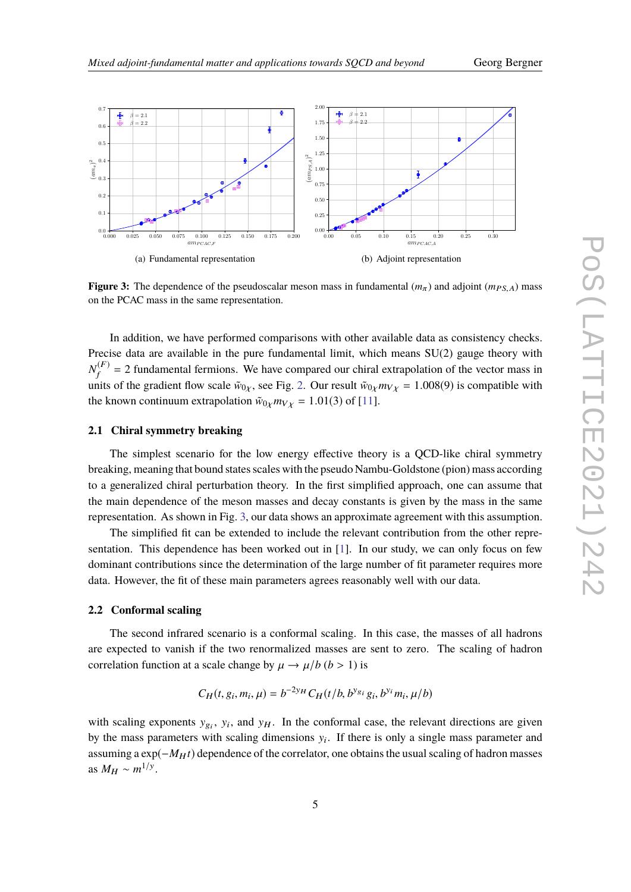(a) Fundamental representation

(b) Adjoint representation

**Figure 3:** The dependence of the pseudoscalar meson mass in fundamental ($m_\pi$) and adjoint ($m_{PS,A}$) mass on the PCAC mass in the same representation.

In addition, we have performed comparisons with other available data as consistency checks. Precise data are available in the pure fundamental limit, which means SU(2) gauge theory with $N_f^{(F)} = 2$ fundamental fermions. We have compared our chiral extrapolation of the vector mass in units of the gradient flow scale $\tilde{w}_{0\chi}$, see Fig. 2. Our result $\tilde{w}_{0\chi} m_{V\chi} = 1.008(9)$ is compatible with the known continuum extrapolation $\tilde{w}_{0\chi} m_{V\chi} = 1.01(3)$ of [11].

### 2.1 Chiral symmetry breaking

The simplest scenario for the low energy effective theory is a QCD-like chiral symmetry breaking, meaning that bound states scales with the pseudo Nambu-Goldstone (pion) mass according to a generalized chiral perturbation theory. In the first simplified approach, one can assume that the main dependence of the meson masses and decay constants is given by the mass in the same representation. As shown in Fig. 3, our data shows an approximate agreement with this assumption.

The simplified fit can be extended to include the relevant contribution from the other representation. This dependence has been worked out in [1]. In our study, we can only focus on few dominant contributions since the determination of the large number of fit parameter requires more data. However, the fit of these main parameters agrees reasonably well with our data.

### 2.2 Conformal scaling

The second infrared scenario is a conformal scaling. In this case, the masses of all hadrons are expected to vanish if the two renormalized masses are sent to zero. The scaling of hadron correlation function at a scale change by $\mu \to \mu/b$ ($b > 1$) is

$$C_H(t, g_i, m_i, \mu) = b^{-2y_H} C_H(t/b, b^{y_{g_i}} g_i, b^{y_i} m_i, \mu/b)$$

with scaling exponents $y_{g_i}$, $y_i$, and $y_H$. In the conformal case, the relevant directions are given by the mass parameters with scaling dimensions $y_i$. If there is only a single mass parameter and assuming a $\exp(-M_H t)$ dependence of the correlator, one obtains the usual scaling of hadron masses as $M_H \sim m^{1/y}$.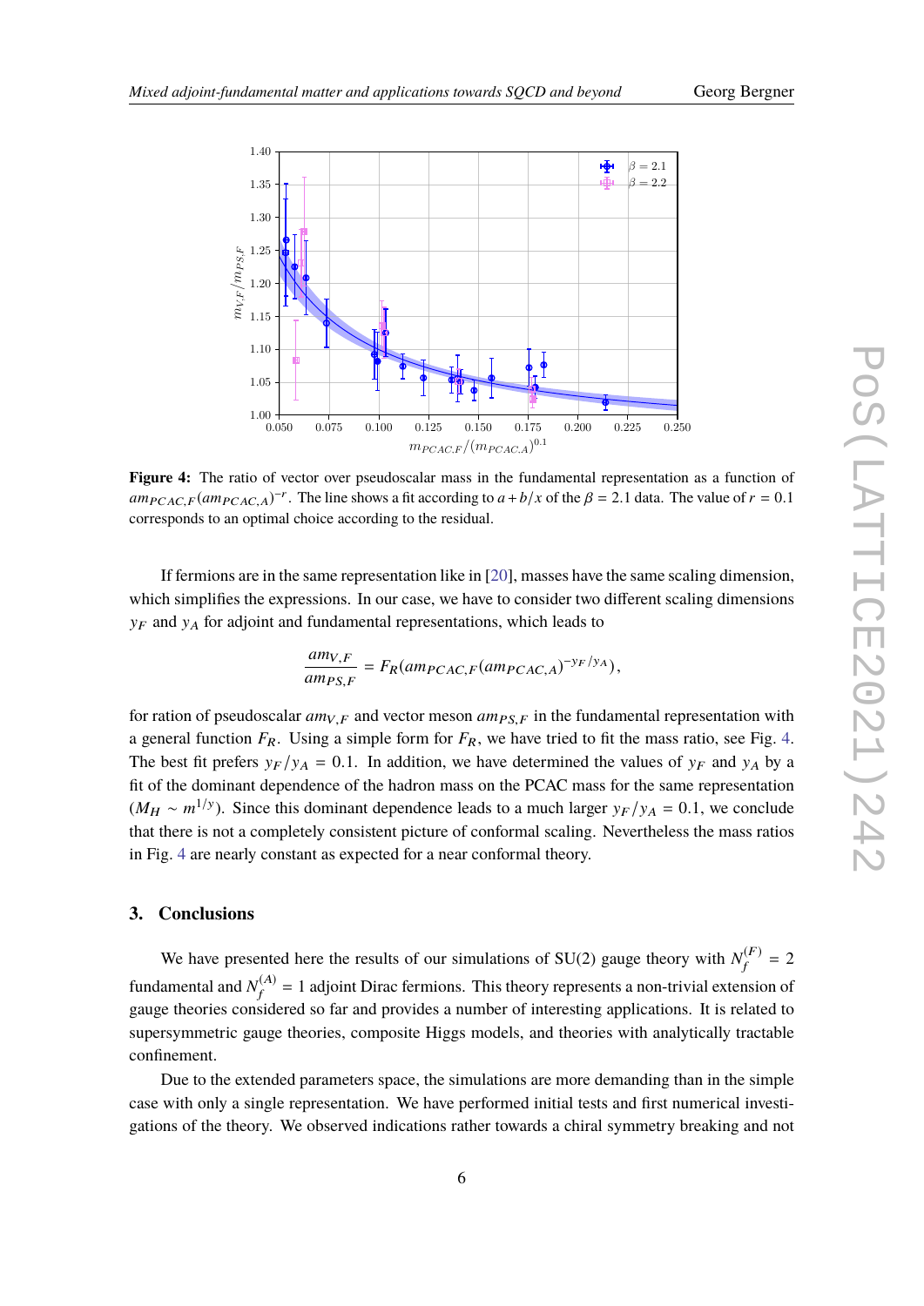**Figure 4:** The ratio of vector over pseudoscalar mass in the fundamental representation as a function of $am_{PCAC,F}(am_{PCAC,A})^{-r}$. The line shows a fit according to $a + b/x$ of the $\beta = 2.1$ data. The value of $r = 0.1$ corresponds to an optimal choice according to the residual.

If fermions are in the same representation like in [20], masses have the same scaling dimension, which simplifies the expressions. In our case, we have to consider two different scaling dimensions $y_F$ and $y_A$ for adjoint and fundamental representations, which leads to

$$\frac{am_{V,F}}{am_{PS,F}} = F_R(am_{PCAC,F}(am_{PCAC,A})^{-y_F/y_A}),$$

for ration of pseudoscalar $am_{V,F}$ and vector meson $am_{PS,F}$ in the fundamental representation with a general function $F_R$. Using a simple form for $F_R$, we have tried to fit the mass ratio, see Fig. 4. The best fit prefers $y_F/y_A = 0.1$. In addition, we have determined the values of $y_F$ and $y_A$ by a fit of the dominant dependence of the hadron mass on the PCAC mass for the same representation ($M_H \sim m^{1/y}$). Since this dominant dependence leads to a much larger $y_F/y_A = 0.1$, we conclude that there is not a completely consistent picture of conformal scaling. Nevertheless the mass ratios in Fig. 4 are nearly constant as expected for a near conformal theory.

## 3. Conclusions

We have presented here the results of our simulations of SU(2) gauge theory with $N_f^{(F)} = 2$ fundamental and $N_f^{(A)} = 1$ adjoint Dirac fermions. This theory represents a non-trivial extension of gauge theories considered so far and provides a number of interesting applications. It is related to supersymmetric gauge theories, composite Higgs models, and theories with analytically tractable confinement.

Due to the extended parameters space, the simulations are more demanding than in the simple case with only a single representation. We have performed initial tests and first numerical investigations of the theory. We observed indications rather towards a chiral symmetry breaking and not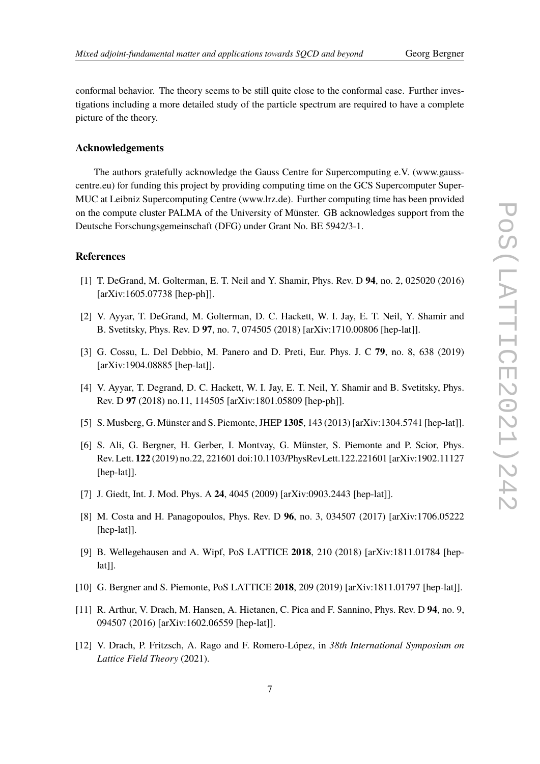conformal behavior. The theory seems to be still quite close to the conformal case. Further investigations including a more detailed study of the particle spectrum are required to have a complete picture of the theory.

### Acknowledgements

The authors gratefully acknowledge the Gauss Centre for Supercomputing e.V. (www.gauss-centre.eu) for funding this project by providing computing time on the GCS Supercomputer SuperMUC at Leibniz Supercomputing Centre (www.lrz.de). Further computing time has been provided on the compute cluster PALMA of the University of Münster. GB acknowledges support from the Deutsche Forschungsgemeinschaft (DFG) under Grant No. BE 5942/3-1.

### References

[1] T. DeGrand, M. Golterman, E. T. Neil and Y. Shamir, Phys. Rev. D **94**, no. 2, 025020 (2016) [arXiv:1605.07738 [hep-ph]].

[2] V. Ayyar, T. DeGrand, M. Golterman, D. C. Hackett, W. I. Jay, E. T. Neil, Y. Shamir and B. Svetitsky, Phys. Rev. D **97**, no. 7, 074505 (2018) [arXiv:1710.00806 [hep-lat]].

[3] G. Cossu, L. Del Debbio, M. Panero and D. Preti, Eur. Phys. J. C **79**, no. 8, 638 (2019) [arXiv:1904.08885 [hep-lat]].

[4] V. Ayyar, T. Degrand, D. C. Hackett, W. I. Jay, E. T. Neil, Y. Shamir and B. Svetitsky, Phys. Rev. D **97** (2018) no.11, 114505 [arXiv:1801.05809 [hep-ph]].

[5] S. Musberg, G. Münster and S. Piemonte, JHEP **1305**, 143 (2013) [arXiv:1304.5741 [hep-lat]].

[6] S. Ali, G. Bergner, H. Gerber, I. Montvay, G. Münster, S. Piemonte and P. Scior, Phys. Rev. Lett. **122** (2019) no.22, 221601 doi:10.1103/PhysRevLett.122.221601 [arXiv:1902.11127 [hep-lat]].

[7] J. Giedt, Int. J. Mod. Phys. A **24**, 4045 (2009) [arXiv:0903.2443 [hep-lat]].

[8] M. Costa and H. Panagopoulos, Phys. Rev. D **96**, no. 3, 034507 (2017) [arXiv:1706.05222 [hep-lat]].

[9] B. Wellegehausen and A. Wipf, PoS LATTICE **2018**, 210 (2018) [arXiv:1811.01784 [hep-lat]].

[10] G. Bergner and S. Piemonte, PoS LATTICE **2018**, 209 (2019) [arXiv:1811.01797 [hep-lat]].

[11] R. Arthur, V. Drach, M. Hansen, A. Hietanen, C. Pica and F. Sannino, Phys. Rev. D **94**, no. 9, 094507 (2016) [arXiv:1602.06559 [hep-lat]].

[12] V. Drach, P. Fritzsch, A. Rago and F. Romero-López, in *38th International Symposium on Lattice Field Theory* (2021).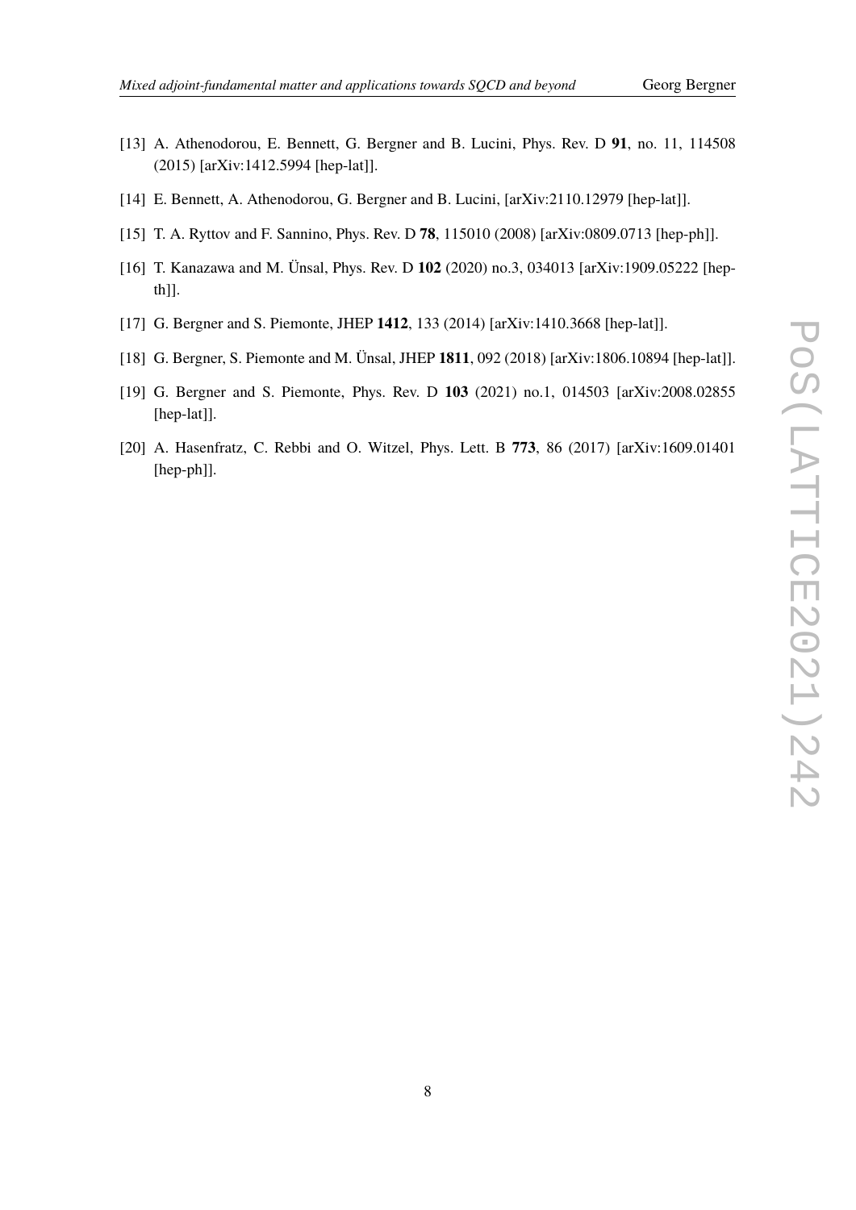[13] A. Athenodorou, E. Bennett, G. Bergner and B. Lucini, Phys. Rev. D **91**, no. 11, 114508 (2015) [arXiv:1412.5994 [hep-lat]].

[14] E. Bennett, A. Athenodorou, G. Bergner and B. Lucini, [arXiv:2110.12979 [hep-lat]].

[15] T. A. Ryttov and F. Sannino, Phys. Rev. D **78**, 115010 (2008) [arXiv:0809.0713 [hep-ph]].

[16] T. Kanazawa and M. Ünsal, Phys. Rev. D **102** (2020) no.3, 034013 [arXiv:1909.05222 [hep-th]].

[17] G. Bergner and S. Piemonte, JHEP **1412**, 133 (2014) [arXiv:1410.3668 [hep-lat]].

[18] G. Bergner, S. Piemonte and M. Ünsal, JHEP **1811**, 092 (2018) [arXiv:1806.10894 [hep-lat]].

[19] G. Bergner and S. Piemonte, Phys. Rev. D **103** (2021) no.1, 014503 [arXiv:2008.02855 [hep-lat]].

[20] A. Hasenfratz, C. Rebbi and O. Witzel, Phys. Lett. B **773**, 86 (2017) [arXiv:1609.01401 [hep-ph]].